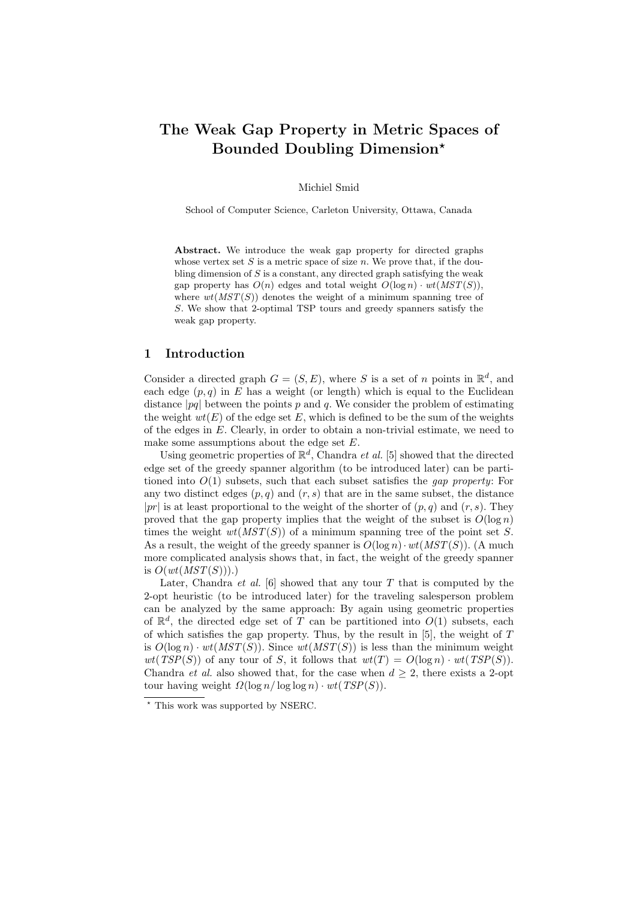# The Weak Gap Property in Metric Spaces of Bounded Doubling Dimension*

Michiel Smid

School of Computer Science, Carleton University, Ottawa, Canada

**Abstract.** We introduce the weak gap property for directed graphs whose vertex set $S$ is a metric space of size $n$. We prove that, if the doubling dimension of $S$ is a constant, any directed graph satisfying the weak gap property has $O(n)$ edges and total weight $O(\log n) \cdot wt(MST(S))$, where $wt(MST(S))$ denotes the weight of a minimum spanning tree of $S$. We show that 2-optimal TSP tours and greedy spanners satisfy the weak gap property.

## 1 Introduction

Consider a directed graph $G = (S, E)$, where $S$ is a set of $n$ points in $\mathbb{R}^d$, and each edge $(p, q)$ in $E$ has a weight (or length) which is equal to the Euclidean distance $|pq|$ between the points $p$ and $q$. We consider the problem of estimating the weight $wt(E)$ of the edge set $E$, which is defined to be the sum of the weights of the edges in $E$. Clearly, in order to obtain a non-trivial estimate, we need to make some assumptions about the edge set $E$.

Using geometric properties of $\mathbb{R}^d$, Chandra *et al.* [5] showed that the directed edge set of the greedy spanner algorithm (to be introduced later) can be partitioned into $O(1)$ subsets, such that each subset satisfies the *gap property*: For any two distinct edges $(p, q)$ and $(r, s)$ that are in the same subset, the distance $|pr|$ is at least proportional to the weight of the shorter of $(p, q)$ and $(r, s)$. They proved that the gap property implies that the weight of the subset is $O(\log n)$ times the weight $wt(MST(S))$ of a minimum spanning tree of the point set $S$. As a result, the weight of the greedy spanner is $O(\log n) \cdot wt(MST(S))$. (A much more complicated analysis shows that, in fact, the weight of the greedy spanner is $O(wt(MST(S)))$.)

Later, Chandra *et al.* [6] showed that any tour $T$ that is computed by the 2-opt heuristic (to be introduced later) for the traveling salesperson problem can be analyzed by the same approach: By again using geometric properties of $\mathbb{R}^d$, the directed edge set of $T$ can be partitioned into $O(1)$ subsets, each of which satisfies the gap property. Thus, by the result in [5], the weight of $T$ is $O(\log n) \cdot wt(MST(S))$. Since $wt(MST(S))$ is less than the minimum weight $wt(TSP(S))$ of any tour of $S$, it follows that $wt(T) = O(\log n) \cdot wt(TSP(S))$. Chandra *et al.* also showed that, for the case when $d \geq 2$, there exists a 2-opt tour having weight $\Omega(\log n / \log \log n) \cdot wt(TSP(S))$.

---

* This work was supported by NSERC.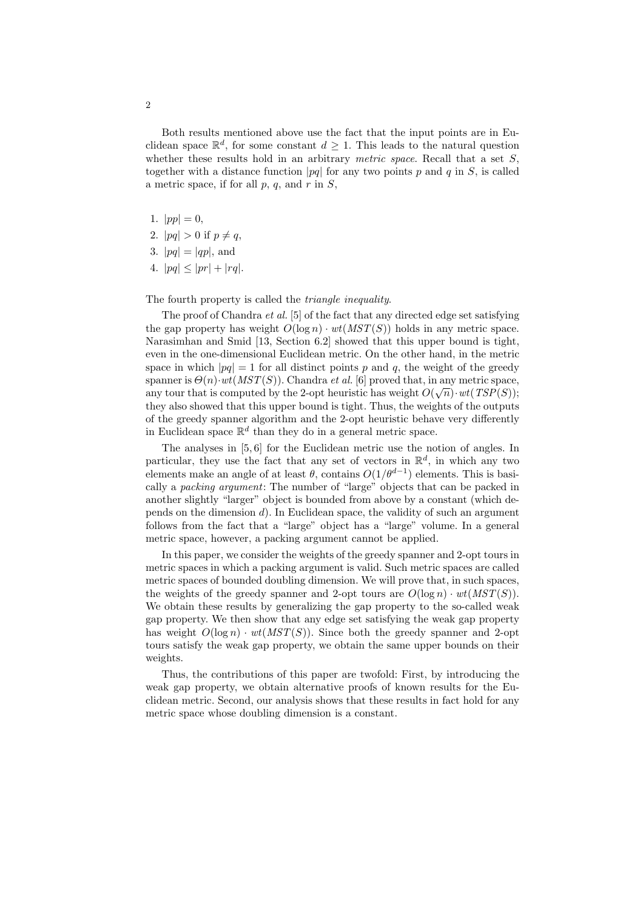Both results mentioned above use the fact that the input points are in Euclidean space $\mathbb{R}^d$, for some constant $d \geq 1$. This leads to the natural question whether these results hold in an arbitrary *metric space*. Recall that a set $S$, together with a distance function $|pq|$ for any two points $p$ and $q$ in $S$, is called a metric space, if for all $p$, $q$, and $r$ in $S$,

1. $|pp| = 0$,
2. $|pq| > 0$ if $p \neq q$,
3. $|pq| = |qp|$, and
4. $|pq| \leq |pr| + |rq|$.

The fourth property is called the *triangle inequality*.

The proof of Chandra *et al.* [5] of the fact that any directed edge set satisfying the gap property has weight $O(\log n) \cdot wt(MST(S))$ holds in any metric space. Narasimhan and Smid [13, Section 6.2] showed that this upper bound is tight, even in the one-dimensional Euclidean metric. On the other hand, in the metric space in which $|pq| = 1$ for all distinct points $p$ and $q$, the weight of the greedy spanner is $\Theta(n) \cdot wt(MST(S))$. Chandra *et al.* [6] proved that, in any metric space, any tour that is computed by the 2-opt heuristic has weight $O(\sqrt{n}) \cdot wt(TSP(S))$; they also showed that this upper bound is tight. Thus, the weights of the outputs of the greedy spanner algorithm and the 2-opt heuristic behave very differently in Euclidean space $\mathbb{R}^d$ than they do in a general metric space.

The analyses in [5, 6] for the Euclidean metric use the notion of angles. In particular, they use the fact that any set of vectors in $\mathbb{R}^d$, in which any two elements make an angle of at least $\theta$, contains $O(1/\theta^{d-1})$ elements. This is basically a *packing argument*: The number of "large" objects that can be packed in another slightly "larger" object is bounded from above by a constant (which depends on the dimension $d$). In Euclidean space, the validity of such an argument follows from the fact that a "large" object has a "large" volume. In a general metric space, however, a packing argument cannot be applied.

In this paper, we consider the weights of the greedy spanner and 2-opt tours in metric spaces in which a packing argument is valid. Such metric spaces are called metric spaces of bounded doubling dimension. We will prove that, in such spaces, the weights of the greedy spanner and 2-opt tours are $O(\log n) \cdot wt(MST(S))$. We obtain these results by generalizing the gap property to the so-called weak gap property. We then show that any edge set satisfying the weak gap property has weight $O(\log n) \cdot wt(MST(S))$. Since both the greedy spanner and 2-opt tours satisfy the weak gap property, we obtain the same upper bounds on their weights.

Thus, the contributions of this paper are twofold: First, by introducing the weak gap property, we obtain alternative proofs of known results for the Euclidean metric. Second, our analysis shows that these results in fact hold for any metric space whose doubling dimension is a constant.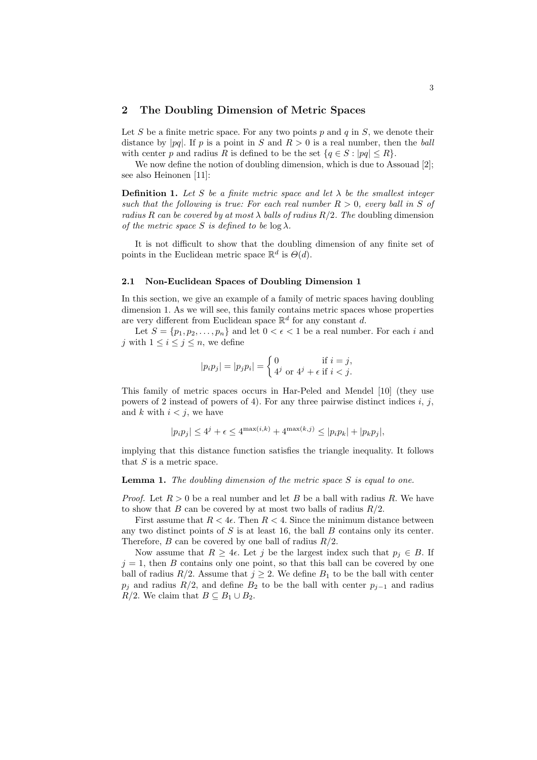## 2 The Doubling Dimension of Metric Spaces

Let $S$ be a finite metric space. For any two points $p$ and $q$ in $S$, we denote their distance by $|pq|$. If $p$ is a point in $S$ and $R > 0$ is a real number, then the *ball* with center $p$ and radius $R$ is defined to be the set $\{q \in S : |pq| \leq R\}$.

We now define the notion of doubling dimension, which is due to Assouad [2]; see also Heinonen [11]:

**Definition 1.** *Let $S$ be a finite metric space and let $\lambda$ be the smallest integer such that the following is true: For each real number $R > 0$, every ball in $S$ of radius $R$ can be covered by at most $\lambda$ balls of radius $R/2$. The* doubling dimension *of the metric space $S$ is defined to be $\log \lambda$.*

It is not difficult to show that the doubling dimension of any finite set of points in the Euclidean metric space $\mathbb{R}^d$ is $\Theta(d)$.

### 2.1 Non-Euclidean Spaces of Doubling Dimension 1

In this section, we give an example of a family of metric spaces having doubling dimension 1. As we will see, this family contains metric spaces whose properties are very different from Euclidean space $\mathbb{R}^d$ for any constant $d$.

Let $S = \{p_1, p_2, \ldots, p_n\}$ and let $0 < \epsilon < 1$ be a real number. For each $i$ and $j$ with $1 \leq i \leq j \leq n$, we define

$$|p_i p_j| = |p_j p_i| = \begin{cases} 0 & \text{if } i = j, \\ 4^j \text{ or } 4^j + \epsilon & \text{if } i < j. \end{cases}$$

This family of metric spaces occurs in Har-Peled and Mendel [10] (they use powers of 2 instead of powers of 4). For any three pairwise distinct indices $i$, $j$, and $k$ with $i < j$, we have

$$|p_i p_j| \leq 4^j + \epsilon \leq 4^{\max(i,k)} + 4^{\max(k,j)} \leq |p_i p_k| + |p_k p_j|,$$

implying that this distance function satisfies the triangle inequality. It follows that $S$ is a metric space.

**Lemma 1.** *The doubling dimension of the metric space $S$ is equal to one.*

*Proof.* Let $R > 0$ be a real number and let $B$ be a ball with radius $R$. We have to show that $B$ can be covered by at most two balls of radius $R/2$.

First assume that $R < 4\epsilon$. Then $R < 4$. Since the minimum distance between any two distinct points of $S$ is at least 16, the ball $B$ contains only its center. Therefore, $B$ can be covered by one ball of radius $R/2$.

Now assume that $R \geq 4\epsilon$. Let $j$ be the largest index such that $p_j \in B$. If $j = 1$, then $B$ contains only one point, so that this ball can be covered by one ball of radius $R/2$. Assume that $j \geq 2$. We define $B_1$ to be the ball with center $p_j$ and radius $R/2$, and define $B_2$ to be the ball with center $p_{j-1}$ and radius $R/2$. We claim that $B \subseteq B_1 \cup B_2$.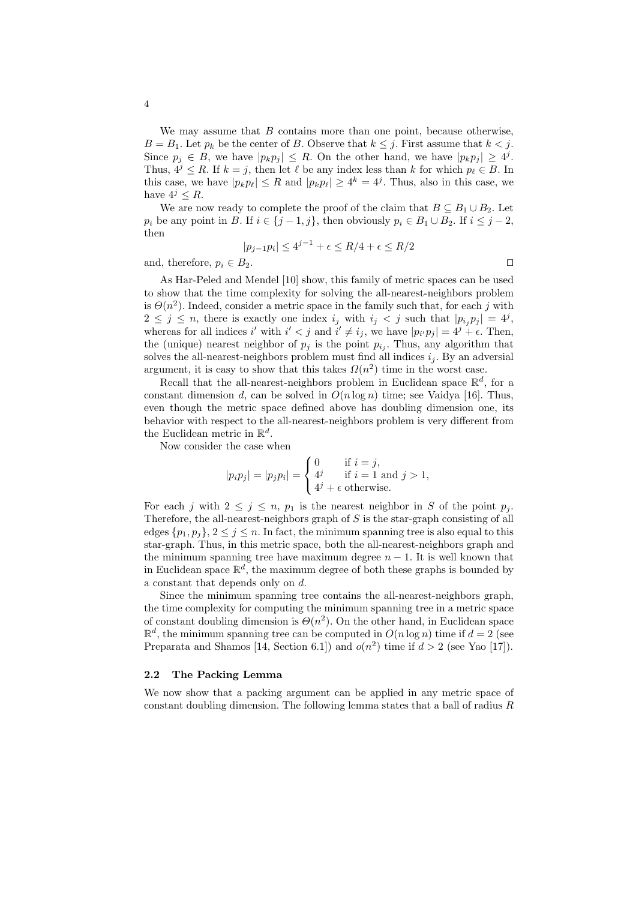We may assume that $B$ contains more than one point, because otherwise, $B = B_1$. Let $p_k$ be the center of $B$. Observe that $k \leq j$. First assume that $k < j$. Since $p_j \in B$, we have $|p_k p_j| \leq R$. On the other hand, we have $|p_k p_j| \geq 4^j$. Thus, $4^j \leq R$. If $k = j$, then let $\ell$ be any index less than $k$ for which $p_\ell \in B$. In this case, we have $|p_k p_\ell| \leq R$ and $|p_k p_\ell| \geq 4^k = 4^j$. Thus, also in this case, we have $4^j \leq R$.

We are now ready to complete the proof of the claim that $B \subseteq B_1 \cup B_2$. Let $p_i$ be any point in $B$. If $i \in \{j-1, j\}$, then obviously $p_i \in B_1 \cup B_2$. If $i \leq j-2$, then

$$|p_{j-1} p_i| \leq 4^{j-1} + \epsilon \leq R/4 + \epsilon \leq R/2$$

and, therefore, $p_i \in B_2$. ☐

As Har-Peled and Mendel [10] show, this family of metric spaces can be used to show that the time complexity for solving the all-nearest-neighbors problem is $\Theta(n^2)$. Indeed, consider a metric space in the family such that, for each $j$ with $2 \leq j \leq n$, there is exactly one index $i_j$ with $i_j < j$ such that $|p_{i_j} p_j| = 4^j$, whereas for all indices $i'$ with $i' < j$ and $i' \neq i_j$, we have $|p_{i'} p_j| = 4^j + \epsilon$. Then, the (unique) nearest neighbor of $p_j$ is the point $p_{i_j}$. Thus, any algorithm that solves the all-nearest-neighbors problem must find all indices $i_j$. By an adversial argument, it is easy to show that this takes $\Omega(n^2)$ time in the worst case.

Recall that the all-nearest-neighbors problem in Euclidean space $\mathbb{R}^d$, for a constant dimension $d$, can be solved in $O(n \log n)$ time; see Vaidya [16]. Thus, even though the metric space defined above has doubling dimension one, its behavior with respect to the all-nearest-neighbors problem is very different from the Euclidean metric in $\mathbb{R}^d$.

Now consider the case when

$$|p_i p_j| = |p_j p_i| = \begin{cases} 0 & \text{if } i = j, \\ 4^j & \text{if } i = 1 \text{ and } j > 1, \\ 4^j + \epsilon & \text{otherwise.} \end{cases}$$

For each $j$ with $2 \leq j \leq n$, $p_1$ is the nearest neighbor in $S$ of the point $p_j$. Therefore, the all-nearest-neighbors graph of $S$ is the star-graph consisting of all edges $\{p_1, p_j\}$, $2 \leq j \leq n$. In fact, the minimum spanning tree is also equal to this star-graph. Thus, in this metric space, both the all-nearest-neighbors graph and the minimum spanning tree have maximum degree $n-1$. It is well known that in Euclidean space $\mathbb{R}^d$, the maximum degree of both these graphs is bounded by a constant that depends only on $d$.

Since the minimum spanning tree contains the all-nearest-neighbors graph, the time complexity for computing the minimum spanning tree in a metric space of constant doubling dimension is $\Theta(n^2)$. On the other hand, in Euclidean space $\mathbb{R}^d$, the minimum spanning tree can be computed in $O(n \log n)$ time if $d = 2$ (see Preparata and Shamos [14, Section 6.1]) and $o(n^2)$ time if $d > 2$ (see Yao [17]).

### 2.2 The Packing Lemma

We now show that a packing argument can be applied in any metric space of constant doubling dimension. The following lemma states that a ball of radius $R$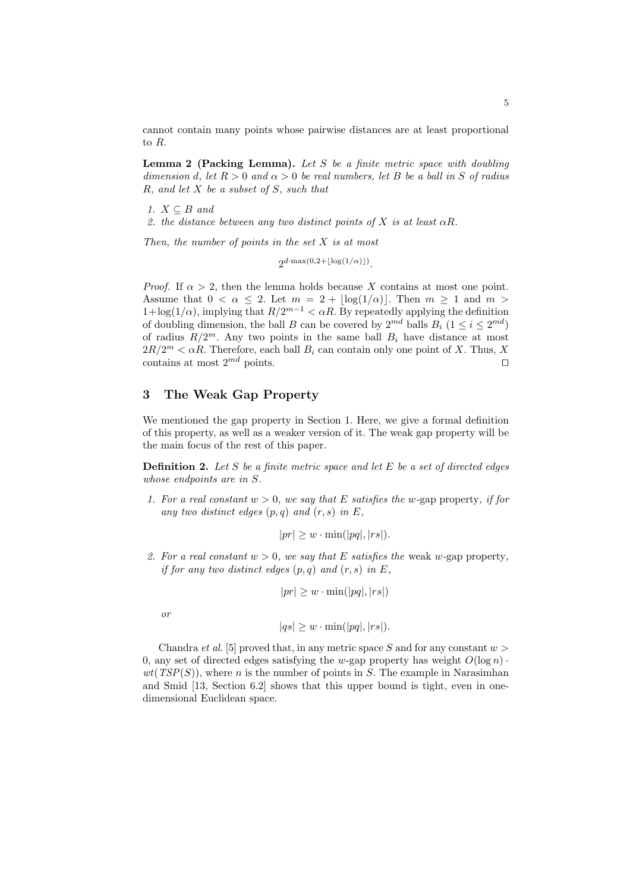cannot contain many points whose pairwise distances are at least proportional to $R$.

**Lemma 2 (Packing Lemma).** *Let $S$ be a finite metric space with doubling dimension $d$, let $R > 0$ and $\alpha > 0$ be real numbers, let $B$ be a ball in $S$ of radius $R$, and let $X$ be a subset of $S$, such that*

1. *$X \subseteq B$ and*
2. *the distance between any two distinct points of $X$ is at least $\alpha R$.*

*Then, the number of points in the set $X$ is at most*

$$2^{d \cdot \max(0, 2 + \lfloor \log(1/\alpha) \rfloor)}.$$

*Proof.* If $\alpha > 2$, then the lemma holds because $X$ contains at most one point. Assume that $0 < \alpha \leq 2$. Let $m = 2 + \lfloor \log(1/\alpha) \rfloor$. Then $m \geq 1$ and $m > 1 + \log(1/\alpha)$, implying that $R/2^{m-1} < \alpha R$. By repeatedly applying the definition of doubling dimension, the ball $B$ can be covered by $2^{md}$ balls $B_i$ ($1 \leq i \leq 2^{md}$) of radius $R/2^m$. Any two points in the same ball $B_i$ have distance at most $2R/2^m < \alpha R$. Therefore, each ball $B_i$ can contain only one point of $X$. Thus, $X$ contains at most $2^{md}$ points. □

## 3 The Weak Gap Property

We mentioned the gap property in Section 1. Here, we give a formal definition of this property, as well as a weaker version of it. The weak gap property will be the main focus of the rest of this paper.

**Definition 2.** *Let $S$ be a finite metric space and let $E$ be a set of directed edges whose endpoints are in $S$.*

1. *For a real constant $w > 0$, we say that $E$ satisfies the $w$-gap property, if for any two distinct edges $(p, q)$ and $(r, s)$ in $E$,*

$$|pr| \geq w \cdot \min(|pq|, |rs|).$$

2. *For a real constant $w > 0$, we say that $E$ satisfies the weak $w$-gap property, if for any two distinct edges $(p, q)$ and $(r, s)$ in $E$,*

$$|pr| \geq w \cdot \min(|pq|, |rs|)$$

*or*

$$|qs| \geq w \cdot \min(|pq|, |rs|).$$

Chandra *et al.* [5] proved that, in any metric space $S$ and for any constant $w > 0$, any set of directed edges satisfying the $w$-gap property has weight $O(\log n) \cdot wt(TSP(S))$, where $n$ is the number of points in $S$. The example in Narasimhan and Smid [13, Section 6.2] shows that this upper bound is tight, even in one-dimensional Euclidean space.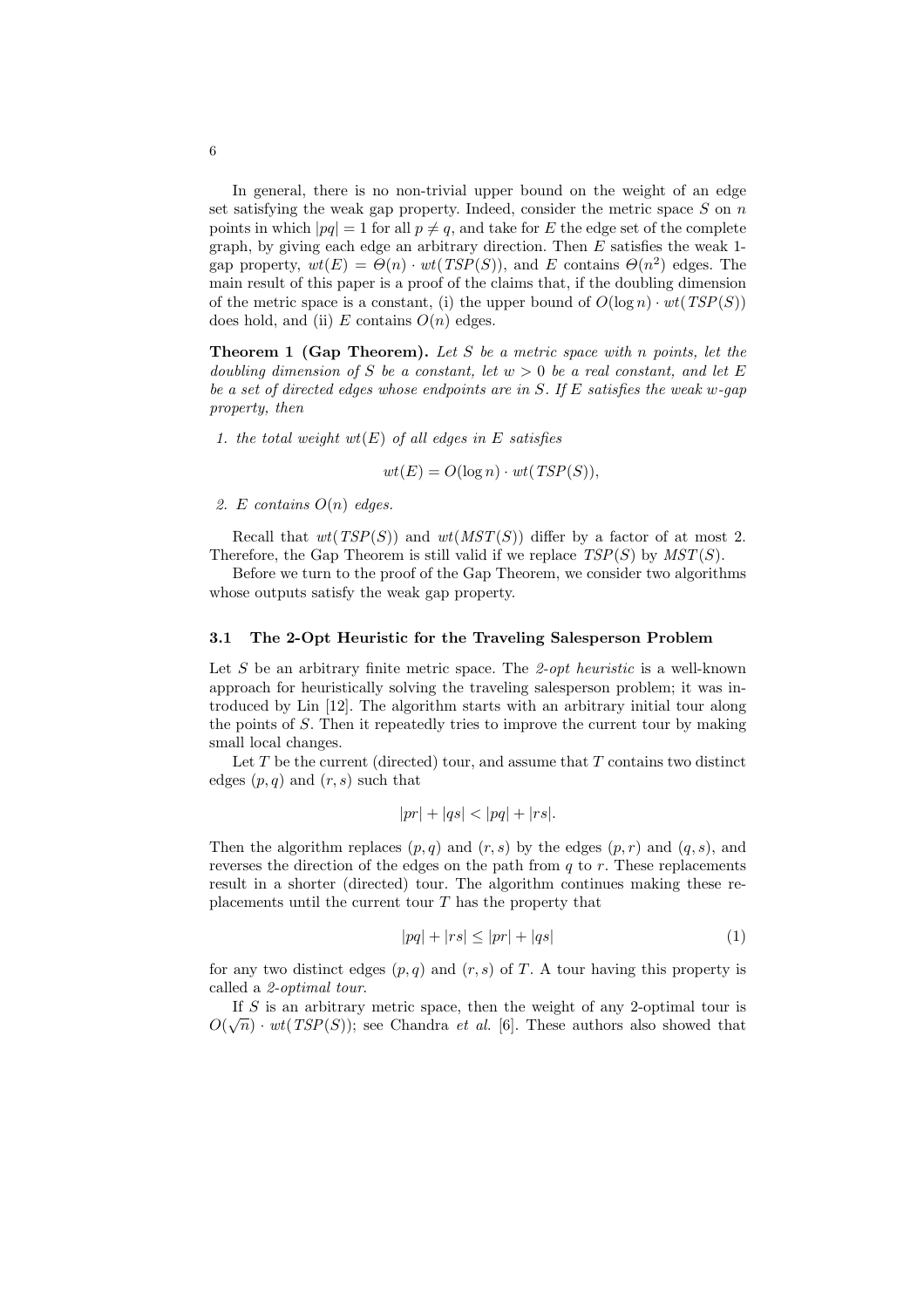In general, there is no non-trivial upper bound on the weight of an edge set satisfying the weak gap property. Indeed, consider the metric space $S$ on $n$ points in which $|pq| = 1$ for all $p \neq q$, and take for $E$ the edge set of the complete graph, by giving each edge an arbitrary direction. Then $E$ satisfies the weak 1-gap property, $wt(E) = \Theta(n) \cdot wt(TSP(S))$, and $E$ contains $\Theta(n^2)$ edges. The main result of this paper is a proof of the claims that, if the doubling dimension of the metric space is a constant, (i) the upper bound of $O(\log n) \cdot wt(TSP(S))$ does hold, and (ii) $E$ contains $O(n)$ edges.

**Theorem 1 (Gap Theorem).** *Let $S$ be a metric space with $n$ points, let the doubling dimension of $S$ be a constant, let $w > 0$ be a real constant, and let $E$ be a set of directed edges whose endpoints are in $S$. If $E$ satisfies the weak $w$-gap property, then*

1. *the total weight $wt(E)$ of all edges in $E$ satisfies*

$$wt(E) = O(\log n) \cdot wt(TSP(S)),$$

2. *$E$ contains $O(n)$ edges.*

Recall that $wt(TSP(S))$ and $wt(MST(S))$ differ by a factor of at most 2. Therefore, the Gap Theorem is still valid if we replace $TSP(S)$ by $MST(S)$.

Before we turn to the proof of the Gap Theorem, we consider two algorithms whose outputs satisfy the weak gap property.

### 3.1 The 2-Opt Heuristic for the Traveling Salesperson Problem

Let $S$ be an arbitrary finite metric space. The *2-opt heuristic* is a well-known approach for heuristically solving the traveling salesperson problem; it was introduced by Lin [12]. The algorithm starts with an arbitrary initial tour along the points of $S$. Then it repeatedly tries to improve the current tour by making small local changes.

Let $T$ be the current (directed) tour, and assume that $T$ contains two distinct edges $(p, q)$ and $(r, s)$ such that

$$|pr| + |qs| < |pq| + |rs|.$$

Then the algorithm replaces $(p, q)$ and $(r, s)$ by the edges $(p, r)$ and $(q, s)$, and reverses the direction of the edges on the path from $q$ to $r$. These replacements result in a shorter (directed) tour. The algorithm continues making these replacements until the current tour $T$ has the property that

$$|pq| + |rs| \leq |pr| + |qs| \tag{1}$$

for any two distinct edges $(p, q)$ and $(r, s)$ of $T$. A tour having this property is called a *2-optimal tour*.

If $S$ is an arbitrary metric space, then the weight of any 2-optimal tour is $O(\sqrt{n}) \cdot wt(TSP(S))$; see Chandra *et al.* [6]. These authors also showed that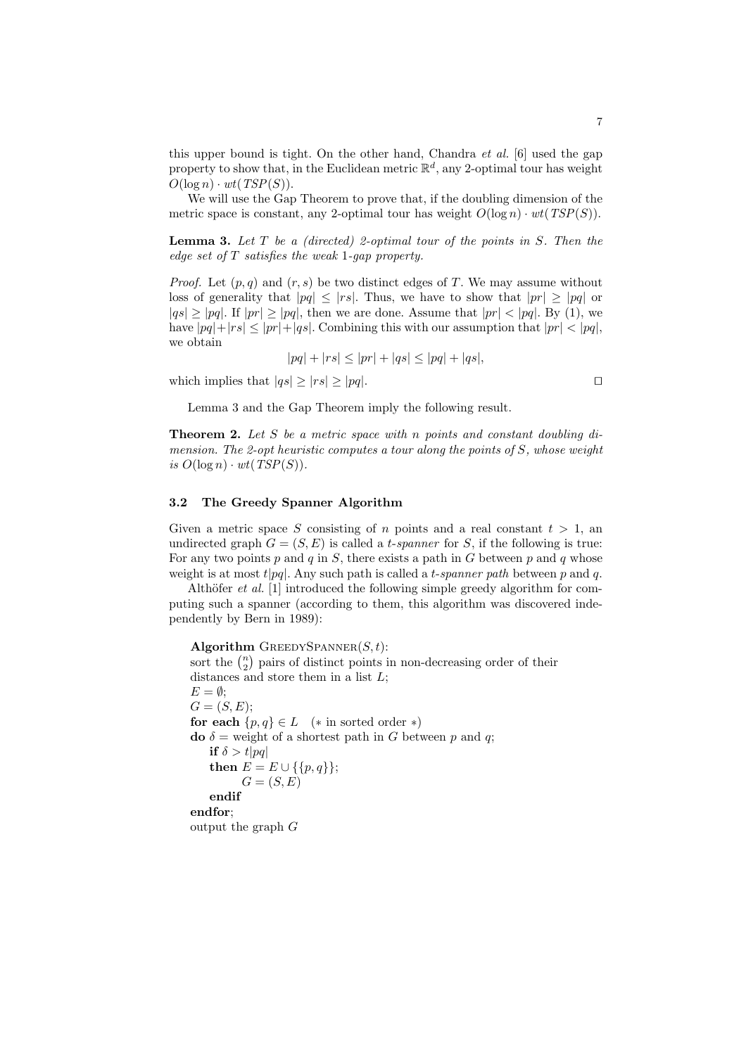this upper bound is tight. On the other hand, Chandra *et al.* [6] used the gap property to show that, in the Euclidean metric $\mathbb{R}^d$, any 2-optimal tour has weight $O(\log n) \cdot wt(TSP(S))$.

We will use the Gap Theorem to prove that, if the doubling dimension of the metric space is constant, any 2-optimal tour has weight $O(\log n) \cdot wt(TSP(S))$.

**Lemma 3.** *Let $T$ be a (directed) 2-optimal tour of the points in $S$. Then the edge set of $T$ satisfies the weak 1-gap property.*

*Proof.* Let $(p, q)$ and $(r, s)$ be two distinct edges of $T$. We may assume without loss of generality that $|pq| \leq |rs|$. Thus, we have to show that $|pr| \geq |pq|$ or $|qs| \geq |pq|$. If $|pr| \geq |pq|$, then we are done. Assume that $|pr| < |pq|$. By (1), we have $|pq| + |rs| \leq |pr| + |qs|$. Combining this with our assumption that $|pr| < |pq|$, we obtain

$$|pq| + |rs| \leq |pr| + |qs| \leq |pq| + |qs|,$$

which implies that $|qs| \geq |rs| \geq |pq|$. $\square$

Lemma 3 and the Gap Theorem imply the following result.

**Theorem 2.** *Let $S$ be a metric space with $n$ points and constant doubling dimension. The 2-opt heuristic computes a tour along the points of $S$, whose weight is $O(\log n) \cdot wt(TSP(S))$.*

### 3.2 The Greedy Spanner Algorithm

Given a metric space $S$ consisting of $n$ points and a real constant $t > 1$, an undirected graph $G = (S, E)$ is called a *t-spanner* for $S$, if the following is true: For any two points $p$ and $q$ in $S$, there exists a path in $G$ between $p$ and $q$ whose weight is at most $t|pq|$. Any such path is called a *t-spanner path* between $p$ and $q$.

Althöfer *et al.* [1] introduced the following simple greedy algorithm for computing such a spanner (according to them, this algorithm was discovered independently by Bern in 1989):

```
Algorithm GreedySpanner(S, t):
sort the (n choose 2) pairs of distinct points in non-decreasing order of their
distances and store them in a list L;
E = ∅;
G = (S, E);
for each {p, q} ∈ L   (* in sorted order *)
do δ = weight of a shortest path in G between p and q;
    if δ > t|pq|
    then E = E ∪ {{p, q}};
         G = (S, E)
    endif
endfor;
output the graph G
```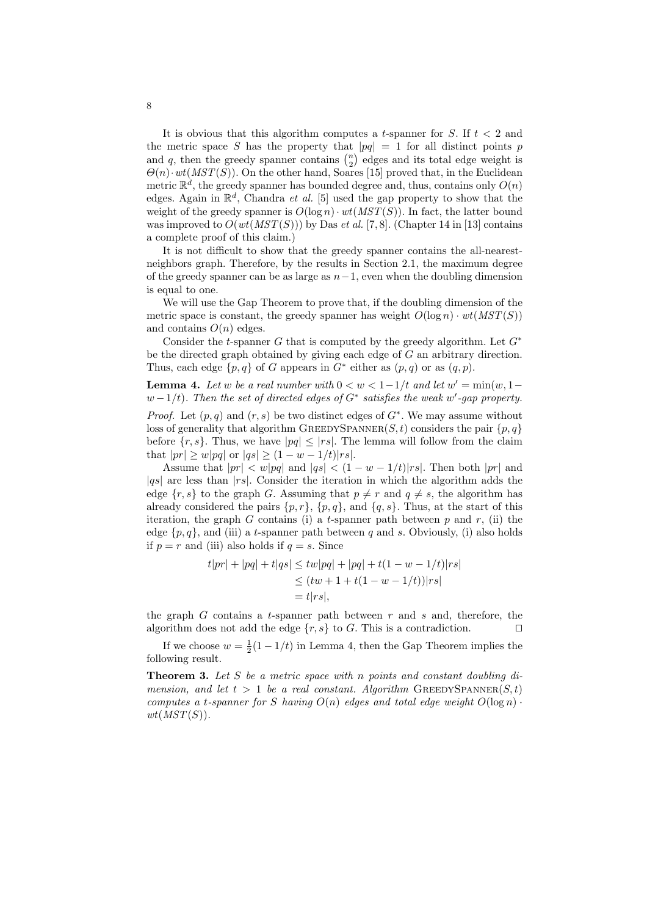It is obvious that this algorithm computes a $t$-spanner for $S$. If $t < 2$ and the metric space $S$ has the property that $|pq| = 1$ for all distinct points $p$ and $q$, then the greedy spanner contains $\binom{n}{2}$ edges and its total edge weight is $\Theta(n) \cdot wt(MST(S))$. On the other hand, Soares [15] proved that, in the Euclidean metric $\mathbb{R}^d$, the greedy spanner has bounded degree and, thus, contains only $O(n)$ edges. Again in $\mathbb{R}^d$, Chandra *et al.* [5] used the gap property to show that the weight of the greedy spanner is $O(\log n) \cdot wt(MST(S))$. In fact, the latter bound was improved to $O(wt(MST(S)))$ by Das *et al.* [7, 8]. (Chapter 14 in [13] contains a complete proof of this claim.)

It is not difficult to show that the greedy spanner contains the all-nearest-neighbors graph. Therefore, by the results in Section 2.1, the maximum degree of the greedy spanner can be as large as $n-1$, even when the doubling dimension is equal to one.

We will use the Gap Theorem to prove that, if the doubling dimension of the metric space is constant, the greedy spanner has weight $O(\log n) \cdot wt(MST(S))$ and contains $O(n)$ edges.

Consider the $t$-spanner $G$ that is computed by the greedy algorithm. Let $G^*$ be the directed graph obtained by giving each edge of $G$ an arbitrary direction. Thus, each edge $\{p, q\}$ of $G$ appears in $G^*$ either as $(p, q)$ or as $(q, p)$.

**Lemma 4.** *Let $w$ be a real number with $0 < w < 1 - 1/t$ and let $w' = \min(w, 1 - w - 1/t)$. Then the set of directed edges of $G^*$ satisfies the weak $w'$-gap property.*

*Proof.* Let $(p, q)$ and $(r, s)$ be two distinct edges of $G^*$. We may assume without loss of generality that algorithm GreedySpanner$(S, t)$ considers the pair $\{p, q\}$ before $\{r, s\}$. Thus, we have $|pq| \leq |rs|$. The lemma will follow from the claim that $|pr| \geq w|pq|$ or $|qs| \geq (1 - w - 1/t)|rs|$.

Assume that $|pr| < w|pq|$ and $|qs| < (1 - w - 1/t)|rs|$. Then both $|pr|$ and $|qs|$ are less than $|rs|$. Consider the iteration in which the algorithm adds the edge $\{r, s\}$ to the graph $G$. Assuming that $p \neq r$ and $q \neq s$, the algorithm has already considered the pairs $\{p, r\}$, $\{p, q\}$, and $\{q, s\}$. Thus, at the start of this iteration, the graph $G$ contains (i) a $t$-spanner path between $p$ and $r$, (ii) the edge $\{p, q\}$, and (iii) a $t$-spanner path between $q$ and $s$. Obviously, (i) also holds if $p = r$ and (iii) also holds if $q = s$. Since

$$
\begin{aligned}
t|pr| + |pq| + t|qs| &\leq tw|pq| + |pq| + t(1 - w - 1/t)|rs| \\
&\leq (tw + 1 + t(1 - w - 1/t))|rs| \\
&= t|rs|,
\end{aligned}
$$

the graph $G$ contains a $t$-spanner path between $r$ and $s$ and, therefore, the algorithm does not add the edge $\{r, s\}$ to $G$. This is a contradiction. $\square$

If we choose $w = \frac{1}{2}(1 - 1/t)$ in Lemma 4, then the Gap Theorem implies the following result.

**Theorem 3.** *Let $S$ be a metric space with $n$ points and constant doubling dimension, and let $t > 1$ be a real constant. Algorithm GreedySpanner$(S, t)$ computes a $t$-spanner for $S$ having $O(n)$ edges and total edge weight $O(\log n) \cdot wt(MST(S))$.*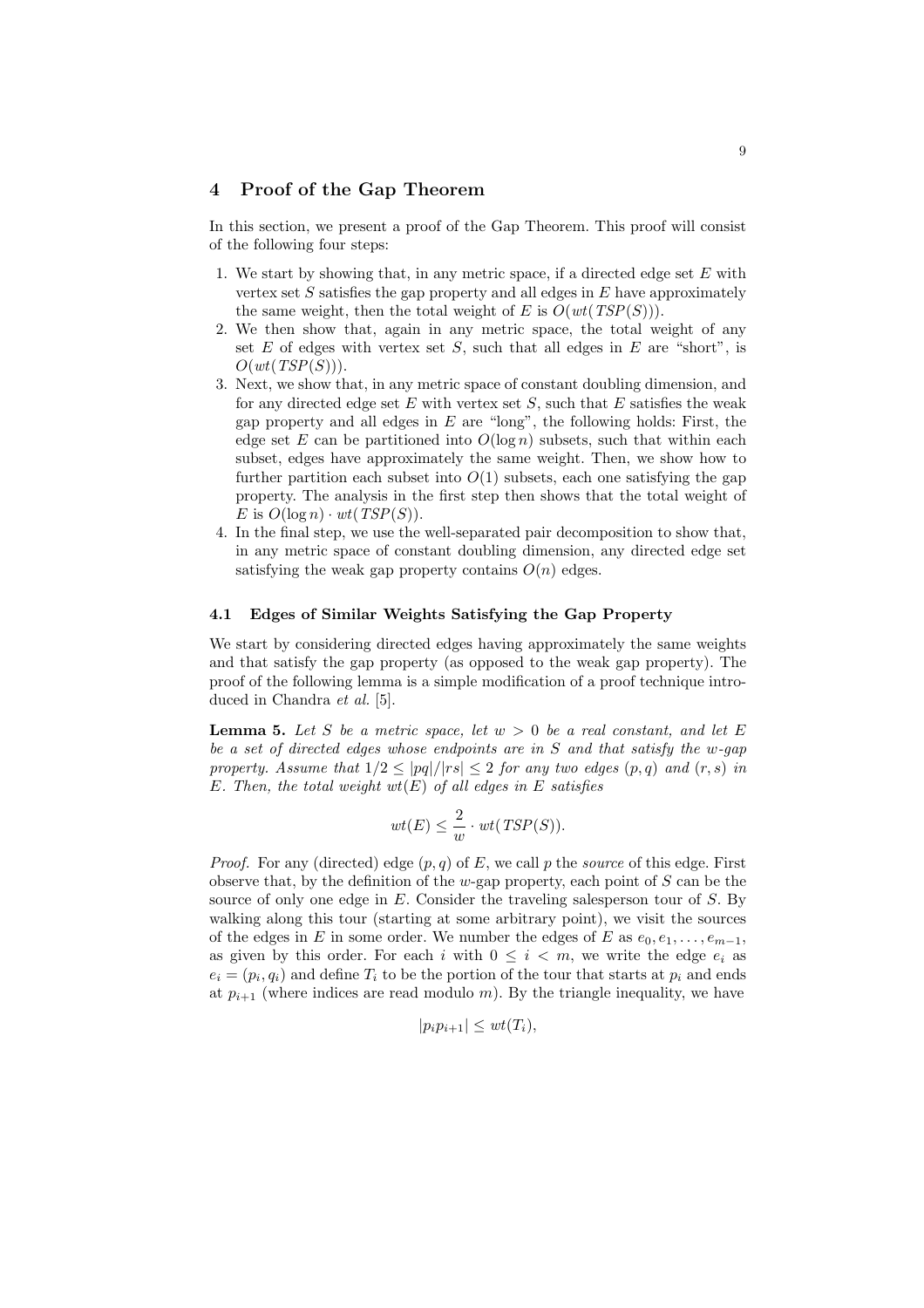## 4 Proof of the Gap Theorem

In this section, we present a proof of the Gap Theorem. This proof will consist of the following four steps:

1. We start by showing that, in any metric space, if a directed edge set $E$ with vertex set $S$ satisfies the gap property and all edges in $E$ have approximately the same weight, then the total weight of $E$ is $O(wt(TSP(S)))$.
2. We then show that, again in any metric space, the total weight of any set $E$ of edges with vertex set $S$, such that all edges in $E$ are "short", is $O(wt(TSP(S)))$.
3. Next, we show that, in any metric space of constant doubling dimension, and for any directed edge set $E$ with vertex set $S$, such that $E$ satisfies the weak gap property and all edges in $E$ are "long", the following holds: First, the edge set $E$ can be partitioned into $O(\log n)$ subsets, such that within each subset, edges have approximately the same weight. Then, we show how to further partition each subset into $O(1)$ subsets, each one satisfying the gap property. The analysis in the first step then shows that the total weight of $E$ is $O(\log n) \cdot wt(TSP(S))$.
4. In the final step, we use the well-separated pair decomposition to show that, in any metric space of constant doubling dimension, any directed edge set satisfying the weak gap property contains $O(n)$ edges.

### 4.1 Edges of Similar Weights Satisfying the Gap Property

We start by considering directed edges having approximately the same weights and that satisfy the gap property (as opposed to the weak gap property). The proof of the following lemma is a simple modification of a proof technique introduced in Chandra *et al.* [5].

**Lemma 5.** *Let $S$ be a metric space, let $w > 0$ be a real constant, and let $E$ be a set of directed edges whose endpoints are in $S$ and that satisfy the $w$-gap property. Assume that $1/2 \leq |pq|/|rs| \leq 2$ for any two edges $(p, q)$ and $(r, s)$ in $E$. Then, the total weight $wt(E)$ of all edges in $E$ satisfies*

$$wt(E) \leq \frac{2}{w} \cdot wt(TSP(S)).$$

*Proof.* For any (directed) edge $(p, q)$ of $E$, we call $p$ the *source* of this edge. First observe that, by the definition of the $w$-gap property, each point of $S$ can be the source of only one edge in $E$. Consider the traveling salesperson tour of $S$. By walking along this tour (starting at some arbitrary point), we visit the sources of the edges in $E$ in some order. We number the edges of $E$ as $e_0, e_1, \ldots, e_{m-1}$, as given by this order. For each $i$ with $0 \leq i < m$, we write the edge $e_i$ as $e_i = (p_i, q_i)$ and define $T_i$ to be the portion of the tour that starts at $p_i$ and ends at $p_{i+1}$ (where indices are read modulo $m$). By the triangle inequality, we have

$$|p_i p_{i+1}| \leq wt(T_i),$$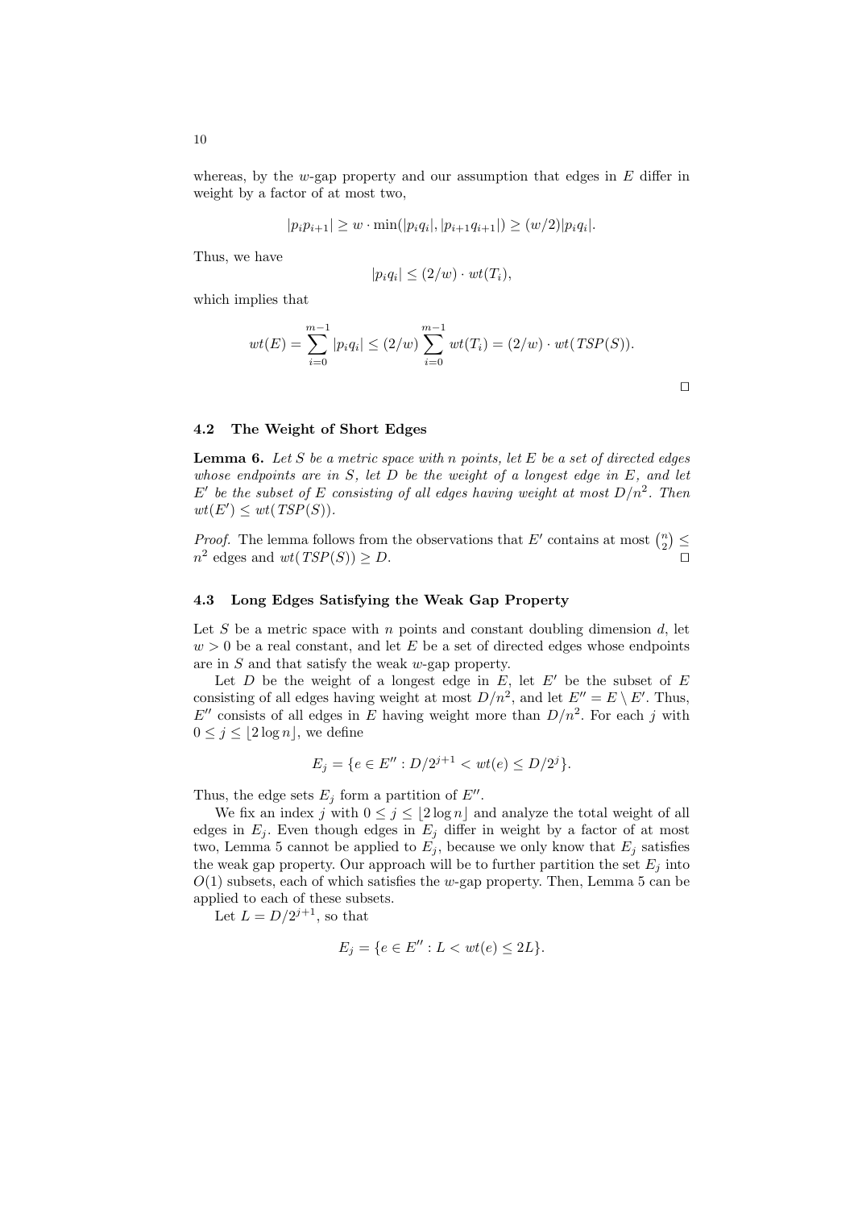whereas, by the $w$-gap property and our assumption that edges in $E$ differ in weight by a factor of at most two,

$$|p_i p_{i+1}| \geq w \cdot \min(|p_i q_i|, |p_{i+1} q_{i+1}|) \geq (w/2)|p_i q_i|.$$

Thus, we have

$$|p_i q_i| \leq (2/w) \cdot wt(T_i),$$

which implies that

$$wt(E) = \sum_{i=0}^{m-1} |p_i q_i| \leq (2/w) \sum_{i=0}^{m-1} wt(T_i) = (2/w) \cdot wt(TSP(S)).$$

□

### 4.2 The Weight of Short Edges

**Lemma 6.** *Let $S$ be a metric space with $n$ points, let $E$ be a set of directed edges whose endpoints are in $S$, let $D$ be the weight of a longest edge in $E$, and let $E'$ be the subset of $E$ consisting of all edges having weight at most $D/n^2$. Then $wt(E') \leq wt(TSP(S))$.*

*Proof.* The lemma follows from the observations that $E'$ contains at most $\binom{n}{2} \leq n^2$ edges and $wt(TSP(S)) \geq D$. □

### 4.3 Long Edges Satisfying the Weak Gap Property

Let $S$ be a metric space with $n$ points and constant doubling dimension $d$, let $w > 0$ be a real constant, and let $E$ be a set of directed edges whose endpoints are in $S$ and that satisfy the weak $w$-gap property.

Let $D$ be the weight of a longest edge in $E$, let $E'$ be the subset of $E$ consisting of all edges having weight at most $D/n^2$, and let $E'' = E \setminus E'$. Thus, $E''$ consists of all edges in $E$ having weight more than $D/n^2$. For each $j$ with $0 \leq j \leq \lfloor 2 \log n \rfloor$, we define

$$E_j = \{e \in E'' : D/2^{j+1} < wt(e) \leq D/2^j\}.$$

Thus, the edge sets $E_j$ form a partition of $E''$.

We fix an index $j$ with $0 \leq j \leq \lfloor 2 \log n \rfloor$ and analyze the total weight of all edges in $E_j$. Even though edges in $E_j$ differ in weight by a factor of at most two, Lemma 5 cannot be applied to $E_j$, because we only know that $E_j$ satisfies the weak gap property. Our approach will be to further partition the set $E_j$ into $O(1)$ subsets, each of which satisfies the $w$-gap property. Then, Lemma 5 can be applied to each of these subsets.

Let $L = D/2^{j+1}$, so that

$$E_j = \{e \in E'' : L < wt(e) \leq 2L\}.$$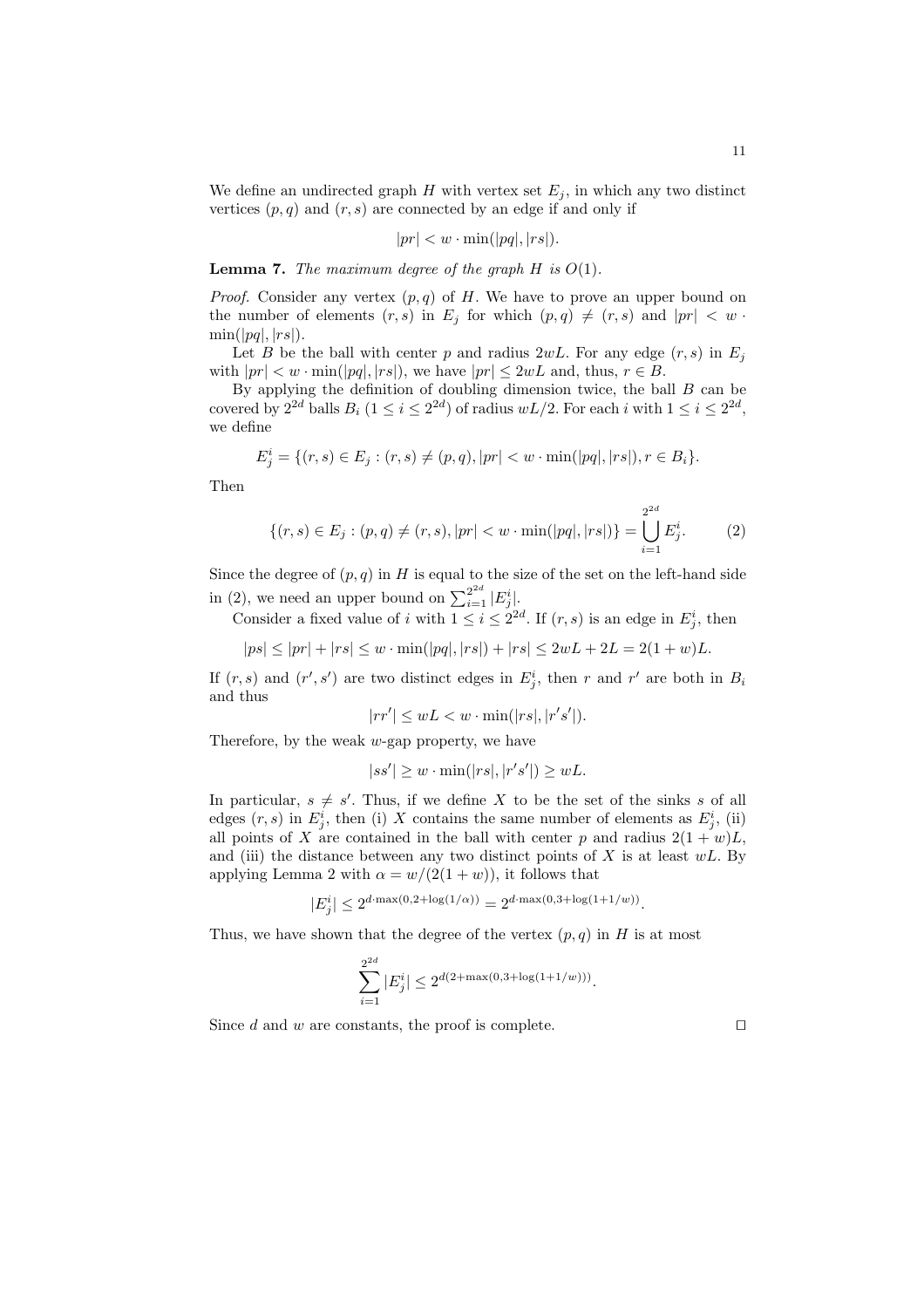We define an undirected graph $H$ with vertex set $E_j$, in which any two distinct vertices $(p, q)$ and $(r, s)$ are connected by an edge if and only if

$$|pr| < w \cdot \min(|pq|, |rs|).$$

**Lemma 7.** *The maximum degree of the graph $H$ is $O(1)$.*

*Proof.* Consider any vertex $(p, q)$ of $H$. We have to prove an upper bound on the number of elements $(r, s)$ in $E_j$ for which $(p, q) \neq (r, s)$ and $|pr| < w \cdot \min(|pq|, |rs|)$.

Let $B$ be the ball with center $p$ and radius $2wL$. For any edge $(r, s)$ in $E_j$ with $|pr| < w \cdot \min(|pq|, |rs|)$, we have $|pr| \leq 2wL$ and, thus, $r \in B$.

By applying the definition of doubling dimension twice, the ball $B$ can be covered by $2^{2d}$ balls $B_i$ ($1 \leq i \leq 2^{2d}$) of radius $wL/2$. For each $i$ with $1 \leq i \leq 2^{2d}$, we define

$$E_j^i = \{(r, s) \in E_j : (r, s) \neq (p, q), |pr| < w \cdot \min(|pq|, |rs|), r \in B_i\}.$$

Then

$$\{(r, s) \in E_j : (p, q) \neq (r, s), |pr| < w \cdot \min(|pq|, |rs|)\} = \bigcup_{i=1}^{2^{2d}} E_j^i. \qquad (2)$$

Since the degree of $(p, q)$ in $H$ is equal to the size of the set on the left-hand side in (2), we need an upper bound on $\sum_{i=1}^{2^{2d}} |E_j^i|$.

Consider a fixed value of $i$ with $1 \leq i \leq 2^{2d}$. If $(r, s)$ is an edge in $E_j^i$, then

$$|ps| \leq |pr| + |rs| \leq w \cdot \min(|pq|, |rs|) + |rs| \leq 2wL + 2L = 2(1 + w)L.$$

If $(r, s)$ and $(r', s')$ are two distinct edges in $E_j^i$, then $r$ and $r'$ are both in $B_i$ and thus

$$|rr'| \leq wL < w \cdot \min(|rs|, |r's'|).$$

Therefore, by the weak $w$-gap property, we have

$$|ss'| \geq w \cdot \min(|rs|, |r's'|) \geq wL.$$

In particular, $s \neq s'$. Thus, if we define $X$ to be the set of the sinks $s$ of all edges $(r, s)$ in $E_j^i$, then (i) $X$ contains the same number of elements as $E_j^i$, (ii) all points of $X$ are contained in the ball with center $p$ and radius $2(1 + w)L$, and (iii) the distance between any two distinct points of $X$ is at least $wL$. By applying Lemma 2 with $\alpha = w/(2(1 + w))$, it follows that

$$|E_j^i| \leq 2^{d \cdot \max(0, 2+\log(1/\alpha))} = 2^{d \cdot \max(0, 3+\log(1+1/w))}.$$

Thus, we have shown that the degree of the vertex $(p, q)$ in $H$ is at most

$$\sum_{i=1}^{2^{2d}} |E_j^i| \leq 2^{d(2+\max(0, 3+\log(1+1/w)))}.$$

Since $d$ and $w$ are constants, the proof is complete. ◻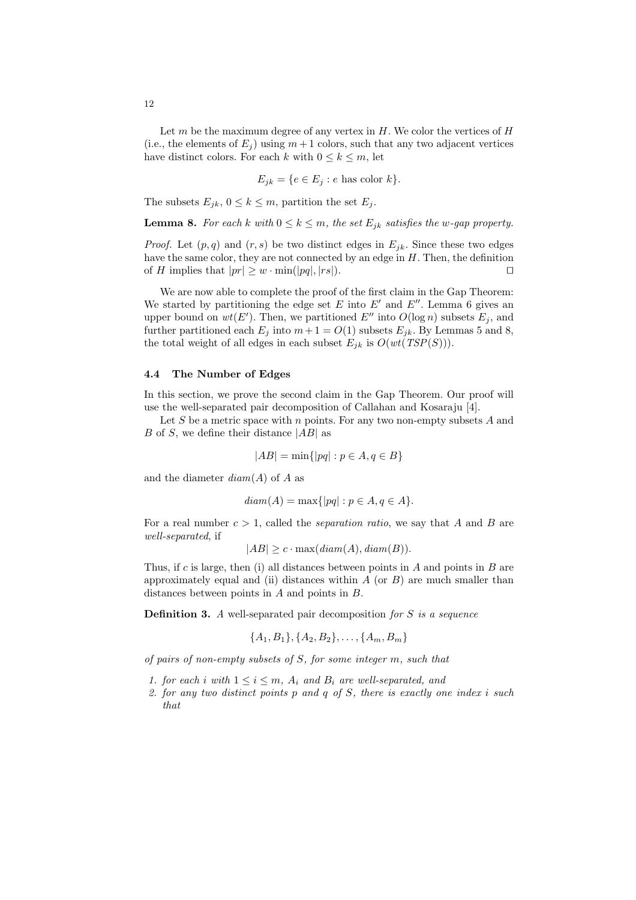Let $m$ be the maximum degree of any vertex in $H$. We color the vertices of $H$ (i.e., the elements of $E_j$) using $m+1$ colors, such that any two adjacent vertices have distinct colors. For each $k$ with $0 \leq k \leq m$, let

$$E_{jk} = \{e \in E_j : e \text{ has color } k\}.$$

The subsets $E_{jk}$, $0 \leq k \leq m$, partition the set $E_j$.

**Lemma 8.** *For each $k$ with $0 \leq k \leq m$, the set $E_{jk}$ satisfies the $w$-gap property.*

*Proof.* Let $(p, q)$ and $(r, s)$ be two distinct edges in $E_{jk}$. Since these two edges have the same color, they are not connected by an edge in $H$. Then, the definition of $H$ implies that $|pr| \geq w \cdot \min(|pq|, |rs|)$. □

We are now able to complete the proof of the first claim in the Gap Theorem: We started by partitioning the edge set $E$ into $E'$ and $E''$. Lemma 6 gives an upper bound on $wt(E')$. Then, we partitioned $E''$ into $O(\log n)$ subsets $E_j$, and further partitioned each $E_j$ into $m+1 = O(1)$ subsets $E_{jk}$. By Lemmas 5 and 8, the total weight of all edges in each subset $E_{jk}$ is $O(wt(TSP(S)))$.

### 4.4 The Number of Edges

In this section, we prove the second claim in the Gap Theorem. Our proof will use the well-separated pair decomposition of Callahan and Kosaraju [4].

Let $S$ be a metric space with $n$ points. For any two non-empty subsets $A$ and $B$ of $S$, we define their distance $|AB|$ as

$$|AB| = \min\{|pq| : p \in A, q \in B\}$$

and the diameter $diam(A)$ of $A$ as

$$diam(A) = \max\{|pq| : p \in A, q \in A\}.$$

For a real number $c > 1$, called the *separation ratio*, we say that $A$ and $B$ are *well-separated*, if

$$|AB| \geq c \cdot \max(diam(A), diam(B)).$$

Thus, if $c$ is large, then (i) all distances between points in $A$ and points in $B$ are approximately equal and (ii) distances within $A$ (or $B$) are much smaller than distances between points in $A$ and points in $B$.

**Definition 3.** *A* well-separated pair decomposition *for $S$ is a sequence*

$$\{A_1, B_1\}, \{A_2, B_2\}, \ldots, \{A_m, B_m\}$$

*of pairs of non-empty subsets of $S$, for some integer $m$, such that*

1. *for each $i$ with $1 \leq i \leq m$, $A_i$ and $B_i$ are well-separated, and*
2. *for any two distinct points $p$ and $q$ of $S$, there is exactly one index $i$ such that*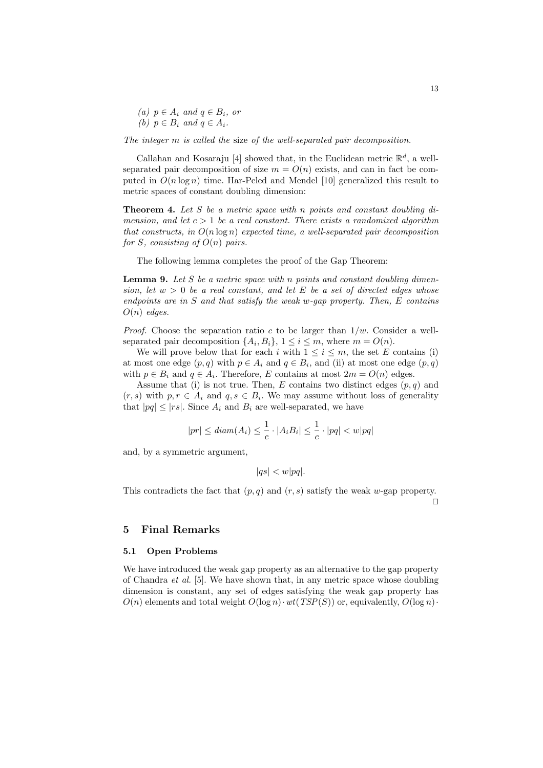*(a)* $p \in A_i$ *and* $q \in B_i$*, or*
*(b)* $p \in B_i$ *and* $q \in A_i$*.*

*The integer* $m$ *is called the* size *of the well-separated pair decomposition.*

Callahan and Kosaraju [4] showed that, in the Euclidean metric $\mathbb{R}^d$, a well-separated pair decomposition of size $m = O(n)$ exists, and can in fact be computed in $O(n \log n)$ time. Har-Peled and Mendel [10] generalized this result to metric spaces of constant doubling dimension:

**Theorem 4.** *Let* $S$ *be a metric space with* $n$ *points and constant doubling dimension, and let* $c > 1$ *be a real constant. There exists a randomized algorithm that constructs, in* $O(n \log n)$ *expected time, a well-separated pair decomposition for* $S$*, consisting of* $O(n)$ *pairs.*

The following lemma completes the proof of the Gap Theorem:

**Lemma 9.** *Let* $S$ *be a metric space with* $n$ *points and constant doubling dimension, let* $w > 0$ *be a real constant, and let* $E$ *be a set of directed edges whose endpoints are in* $S$ *and that satisfy the weak* $w$*-gap property. Then,* $E$ *contains* $O(n)$ *edges.*

*Proof.* Choose the separation ratio $c$ to be larger than $1/w$. Consider a well-separated pair decomposition $\{A_i, B_i\}$, $1 \leq i \leq m$, where $m = O(n)$.

We will prove below that for each $i$ with $1 \leq i \leq m$, the set $E$ contains (i) at most one edge $(p, q)$ with $p \in A_i$ and $q \in B_i$, and (ii) at most one edge $(p, q)$ with $p \in B_i$ and $q \in A_i$. Therefore, $E$ contains at most $2m = O(n)$ edges.

Assume that (i) is not true. Then, $E$ contains two distinct edges $(p, q)$ and $(r, s)$ with $p, r \in A_i$ and $q, s \in B_i$. We may assume without loss of generality that $|pq| \leq |rs|$. Since $A_i$ and $B_i$ are well-separated, we have

$$|pr| \leq diam(A_i) \leq \frac{1}{c} \cdot |A_i B_i| \leq \frac{1}{c} \cdot |pq| < w|pq|$$

and, by a symmetric argument,

$$|qs| < w|pq|.$$

This contradicts the fact that $(p, q)$ and $(r, s)$ satisfy the weak $w$-gap property. □

## 5 Final Remarks

### 5.1 Open Problems

We have introduced the weak gap property as an alternative to the gap property of Chandra *et al.* [5]. We have shown that, in any metric space whose doubling dimension is constant, any set of edges satisfying the weak gap property has $O(n)$ elements and total weight $O(\log n) \cdot wt(TSP(S))$ or, equivalently, $O(\log n) \cdot$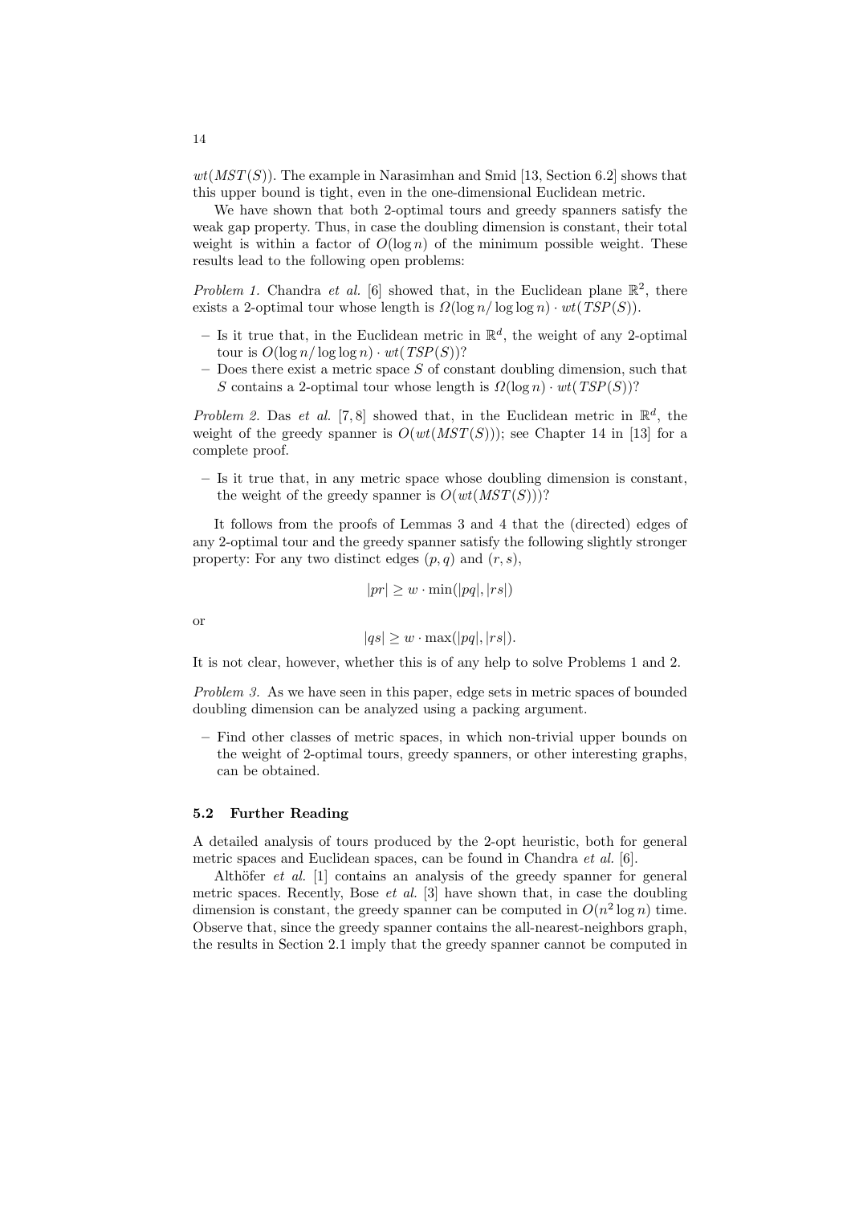$wt(MST(S))$. The example in Narasimhan and Smid [13, Section 6.2] shows that this upper bound is tight, even in the one-dimensional Euclidean metric.

We have shown that both 2-optimal tours and greedy spanners satisfy the weak gap property. Thus, in case the doubling dimension is constant, their total weight is within a factor of $O(\log n)$ of the minimum possible weight. These results lead to the following open problems:

*Problem 1.* Chandra *et al.* [6] showed that, in the Euclidean plane $\mathbb{R}^2$, there exists a 2-optimal tour whose length is $\Omega(\log n / \log \log n) \cdot wt(TSP(S))$.

- Is it true that, in the Euclidean metric in $\mathbb{R}^d$, the weight of any 2-optimal tour is $O(\log n / \log \log n) \cdot wt(TSP(S))$?
- Does there exist a metric space $S$ of constant doubling dimension, such that $S$ contains a 2-optimal tour whose length is $\Omega(\log n) \cdot wt(TSP(S))$?

*Problem 2.* Das *et al.* [7, 8] showed that, in the Euclidean metric in $\mathbb{R}^d$, the weight of the greedy spanner is $O(wt(MST(S)))$; see Chapter 14 in [13] for a complete proof.

- Is it true that, in any metric space whose doubling dimension is constant, the weight of the greedy spanner is $O(wt(MST(S)))$?

It follows from the proofs of Lemmas 3 and 4 that the (directed) edges of any 2-optimal tour and the greedy spanner satisfy the following slightly stronger property: For any two distinct edges $(p, q)$ and $(r, s)$,

$$|pr| \geq w \cdot \min(|pq|, |rs|)$$

or

$$|qs| \geq w \cdot \max(|pq|, |rs|).$$

It is not clear, however, whether this is of any help to solve Problems 1 and 2.

*Problem 3.* As we have seen in this paper, edge sets in metric spaces of bounded doubling dimension can be analyzed using a packing argument.

- Find other classes of metric spaces, in which non-trivial upper bounds on the weight of 2-optimal tours, greedy spanners, or other interesting graphs, can be obtained.

### 5.2 Further Reading

A detailed analysis of tours produced by the 2-opt heuristic, both for general metric spaces and Euclidean spaces, can be found in Chandra *et al.* [6].

Althöfer *et al.* [1] contains an analysis of the greedy spanner for general metric spaces. Recently, Bose *et al.* [3] have shown that, in case the doubling dimension is constant, the greedy spanner can be computed in $O(n^2 \log n)$ time. Observe that, since the greedy spanner contains the all-nearest-neighbors graph, the results in Section 2.1 imply that the greedy spanner cannot be computed in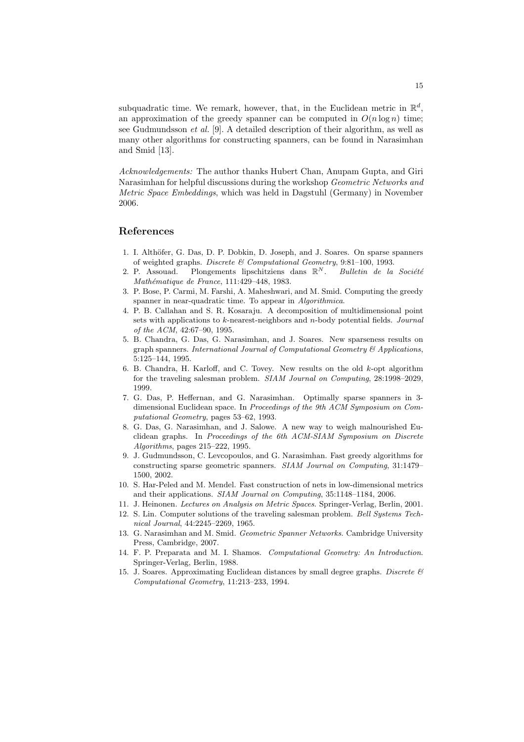subquadratic time. We remark, however, that, in the Euclidean metric in $\mathbb{R}^d$, an approximation of the greedy spanner can be computed in $O(n \log n)$ time; see Gudmundsson *et al.* [9]. A detailed description of their algorithm, as well as many other algorithms for constructing spanners, can be found in Narasimhan and Smid [13].

*Acknowledgements:* The author thanks Hubert Chan, Anupam Gupta, and Giri Narasimhan for helpful discussions during the workshop *Geometric Networks and Metric Space Embeddings*, which was held in Dagstuhl (Germany) in November 2006.

## References

1. I. Althöfer, G. Das, D. P. Dobkin, D. Joseph, and J. Soares. On sparse spanners of weighted graphs. *Discrete & Computational Geometry*, 9:81–100, 1993.
2. P. Assouad. Plongements lipschitziens dans $\mathbb{R}^N$. *Bulletin de la Société Mathématique de France*, 111:429–448, 1983.
3. P. Bose, P. Carmi, M. Farshi, A. Maheshwari, and M. Smid. Computing the greedy spanner in near-quadratic time. To appear in *Algorithmica*.
4. P. B. Callahan and S. R. Kosaraju. A decomposition of multidimensional point sets with applications to $k$-nearest-neighbors and $n$-body potential fields. *Journal of the ACM*, 42:67–90, 1995.
5. B. Chandra, G. Das, G. Narasimhan, and J. Soares. New sparseness results on graph spanners. *International Journal of Computational Geometry & Applications*, 5:125–144, 1995.
6. B. Chandra, H. Karloff, and C. Tovey. New results on the old $k$-opt algorithm for the traveling salesman problem. *SIAM Journal on Computing*, 28:1998–2029, 1999.
7. G. Das, P. Heffernan, and G. Narasimhan. Optimally sparse spanners in 3-dimensional Euclidean space. In *Proceedings of the 9th ACM Symposium on Computational Geometry*, pages 53–62, 1993.
8. G. Das, G. Narasimhan, and J. Salowe. A new way to weigh malnourished Euclidean graphs. In *Proceedings of the 6th ACM-SIAM Symposium on Discrete Algorithms*, pages 215–222, 1995.
9. J. Gudmundsson, C. Levcopoulos, and G. Narasimhan. Fast greedy algorithms for constructing sparse geometric spanners. *SIAM Journal on Computing*, 31:1479–1500, 2002.
10. S. Har-Peled and M. Mendel. Fast construction of nets in low-dimensional metrics and their applications. *SIAM Journal on Computing*, 35:1148–1184, 2006.
11. J. Heinonen. *Lectures on Analysis on Metric Spaces*. Springer-Verlag, Berlin, 2001.
12. S. Lin. Computer solutions of the traveling salesman problem. *Bell Systems Technical Journal*, 44:2245–2269, 1965.
13. G. Narasimhan and M. Smid. *Geometric Spanner Networks*. Cambridge University Press, Cambridge, 2007.
14. F. P. Preparata and M. I. Shamos. *Computational Geometry: An Introduction*. Springer-Verlag, Berlin, 1988.
15. J. Soares. Approximating Euclidean distances by small degree graphs. *Discrete & Computational Geometry*, 11:213–233, 1994.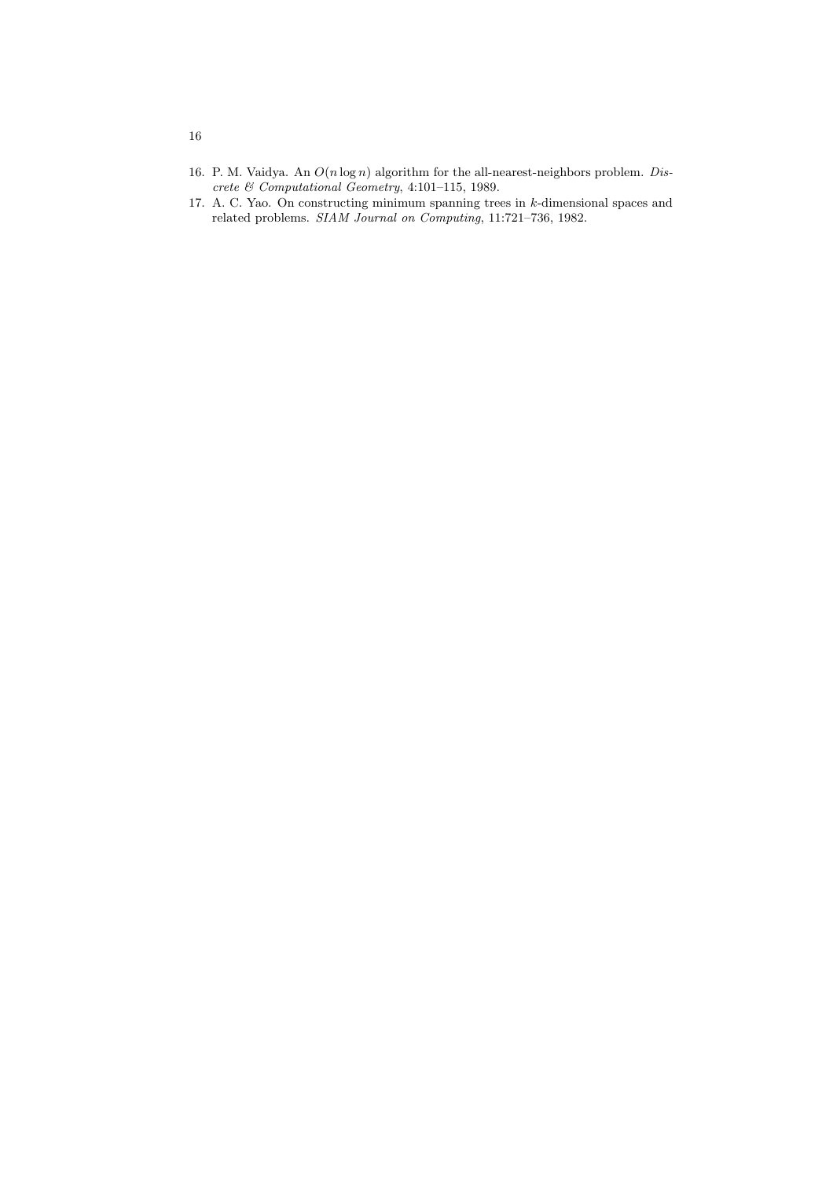16. P. M. Vaidya. An $O(n \log n)$ algorithm for the all-nearest-neighbors problem. *Discrete & Computational Geometry*, 4:101–115, 1989.
17. A. C. Yao. On constructing minimum spanning trees in $k$-dimensional spaces and related problems. *SIAM Journal on Computing*, 11:721–736, 1982.